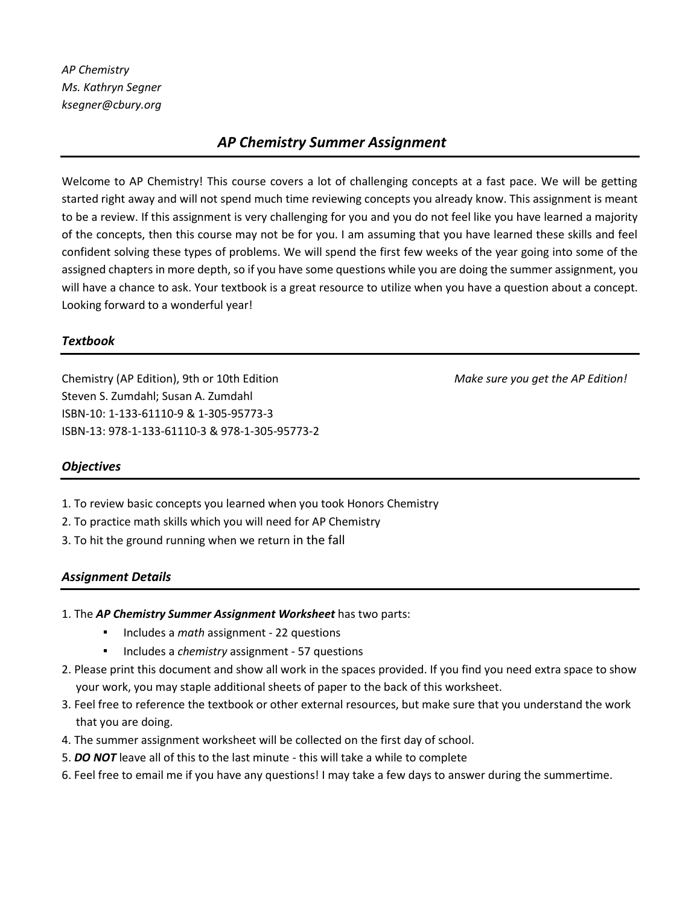*AP Chemistry*
*Ms. Kathryn Segner*
*ksegner@cbury.org*

# *AP Chemistry Summer Assignment*

Welcome to AP Chemistry! This course covers a lot of challenging concepts at a fast pace. We will be getting started right away and will not spend much time reviewing concepts you already know. This assignment is meant to be a review. If this assignment is very challenging for you and you do not feel like you have learned a majority of the concepts, then this course may not be for you. I am assuming that you have learned these skills and feel confident solving these types of problems. We will spend the first few weeks of the year going into some of the assigned chapters in more depth, so if you have some questions while you are doing the summer assignment, you will have a chance to ask. Your textbook is a great resource to utilize when you have a question about a concept. Looking forward to a wonderful year!

## *Textbook*

Chemistry (AP Edition), 9th or 10th Edition *Make sure you get the AP Edition!*
Steven S. Zumdahl; Susan A. Zumdahl
ISBN-10: 1-133-61110-9 & 1-305-95773-3
ISBN-13: 978-1-133-61110-3 & 978-1-305-95773-2

## *Objectives*

1. To review basic concepts you learned when you took Honors Chemistry
2. To practice math skills which you will need for AP Chemistry
3. To hit the ground running when we return in the fall

## *Assignment Details*

1. The ***AP Chemistry Summer Assignment Worksheet*** has two parts:
   - Includes a *math* assignment - 22 questions
   - Includes a *chemistry* assignment - 57 questions
2. Please print this document and show all work in the spaces provided. If you find you need extra space to show your work, you may staple additional sheets of paper to the back of this worksheet.
3. Feel free to reference the textbook or other external resources, but make sure that you understand the work that you are doing.
4. The summer assignment worksheet will be collected on the first day of school.
5. ***DO NOT*** leave all of this to the last minute - this will take a while to complete
6. Feel free to email me if you have any questions! I may take a few days to answer during the summertime.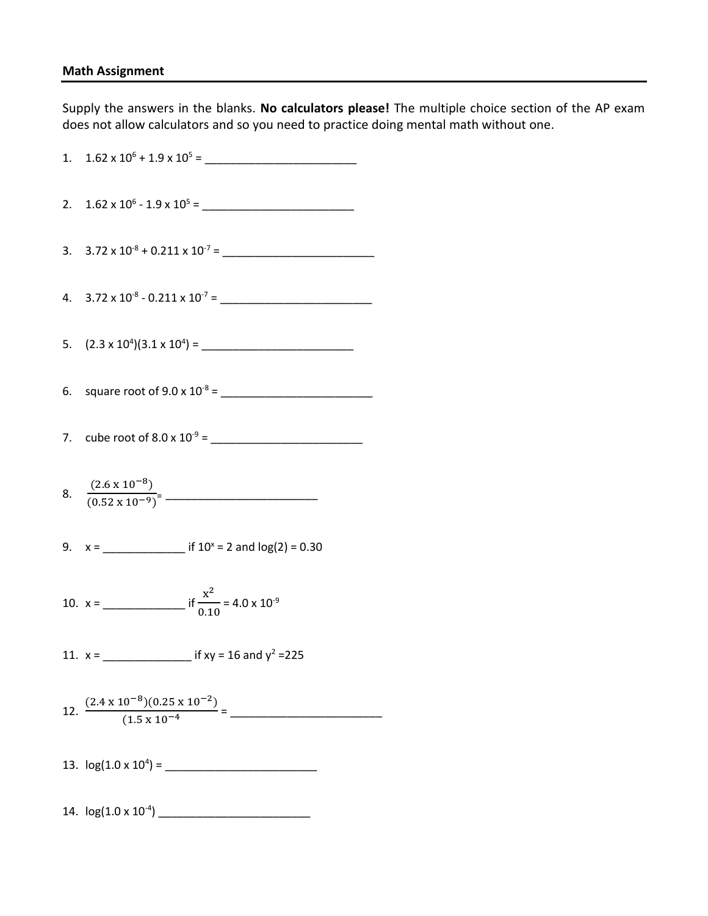**Math Assignment**

Supply the answers in the blanks. **No calculators please!** The multiple choice section of the AP exam does not allow calculators and so you need to practice doing mental math without one.

1. $1.62 \times 10^{6} + 1.9 \times 10^{5}$ = ________________________

2. $1.62 \times 10^{6} - 1.9 \times 10^{5}$ = ________________________

3. $3.72 \times 10^{-8} + 0.211 \times 10^{-7}$ = ________________________

4. $3.72 \times 10^{-8} - 0.211 \times 10^{-7}$ = ________________________

5. $(2.3 \times 10^{4})(3.1 \times 10^{4})$ = ________________________

6. square root of $9.0 \times 10^{-8}$ = ________________________

7. cube root of $8.0 \times 10^{-9}$ = ________________________

8. $\frac{(2.6 \times 10^{-8})}{(0.52 \times 10^{-9})}$= ________________________

9. x = _____________ if $10^{x} = 2$ and $\log(2) = 0.30$

10. x = _____________ if $\frac{x^2}{0.10} = 4.0 \times 10^{-9}$

11. x = ______________ if $xy = 16$ and $y^2 = 225$

12. $\frac{(2.4 \times 10^{-8})(0.25 \times 10^{-2})}{(1.5 \times 10^{-4}}$ = ________________________

13. $\log(1.0 \times 10^{4})$ = ________________________

14. $\log(1.0 \times 10^{-4})$ ________________________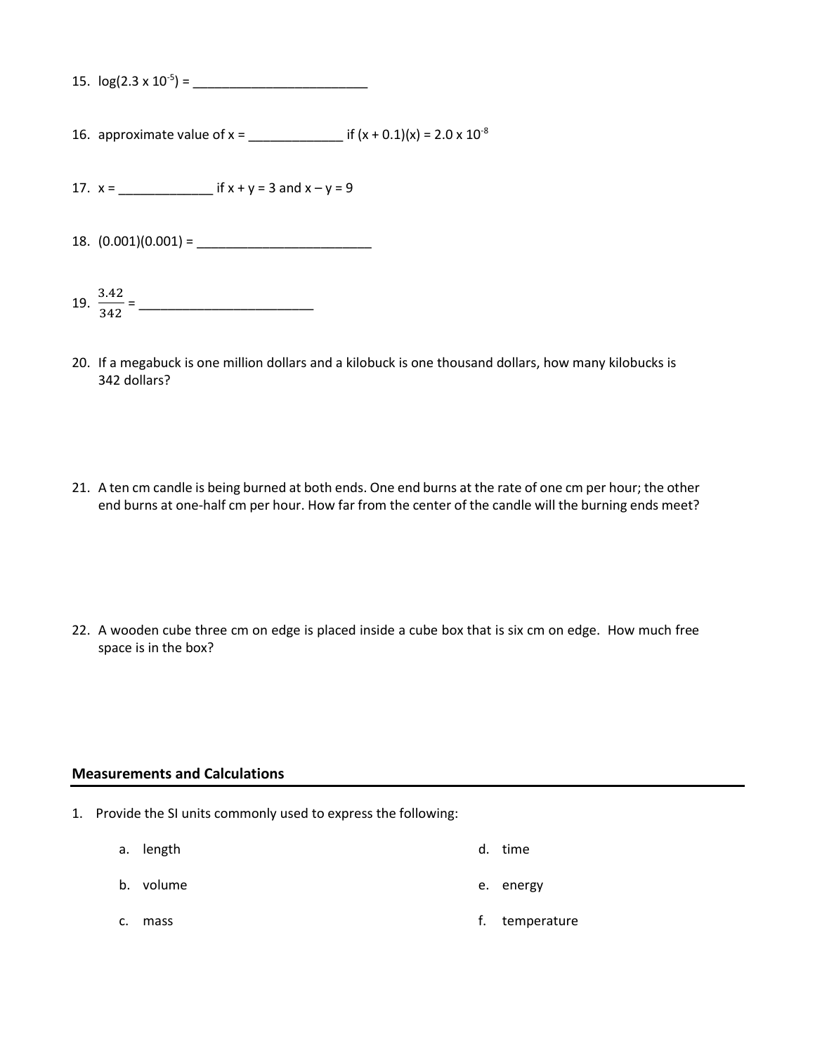15. $\log(2.3 \times 10^{-5})$ = _________________________

16. approximate value of x = _____________ if $(x + 0.1)(x) = 2.0 \times 10^{-8}$

17. x = _____________ if $x + y = 3$ and $x - y = 9$

18. (0.001)(0.001) = _________________________

19. $\frac{3.42}{342}$ = _________________________

20. If a megabuck is one million dollars and a kilobuck is one thousand dollars, how many kilobucks is 342 dollars?

21. A ten cm candle is being burned at both ends. One end burns at the rate of one cm per hour; the other end burns at one-half cm per hour. How far from the center of the candle will the burning ends meet?

22. A wooden cube three cm on edge is placed inside a cube box that is six cm on edge. How much free space is in the box?

## Measurements and Calculations

1. Provide the SI units commonly used to express the following:

   a. length

   b. volume

   c. mass

   d. time

   e. energy

   f. temperature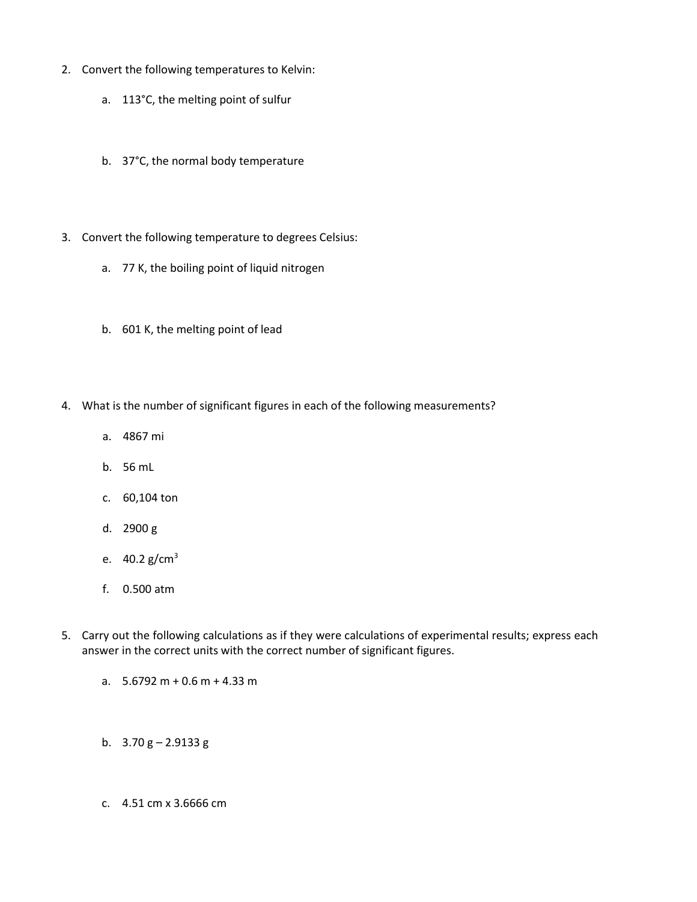2. Convert the following temperatures to Kelvin:

   a. 113°C, the melting point of sulfur

   b. 37°C, the normal body temperature

3. Convert the following temperature to degrees Celsius:

   a. 77 K, the boiling point of liquid nitrogen

   b. 601 K, the melting point of lead

4. What is the number of significant figures in each of the following measurements?

   a. 4867 mi

   b. 56 mL

   c. 60,104 ton

   d. 2900 g

   e. 40.2 g/cm$^3$

   f. 0.500 atm

5. Carry out the following calculations as if they were calculations of experimental results; express each answer in the correct units with the correct number of significant figures.

   a. 5.6792 m + 0.6 m + 4.33 m

   b. 3.70 g – 2.9133 g

   c. 4.51 cm x 3.6666 cm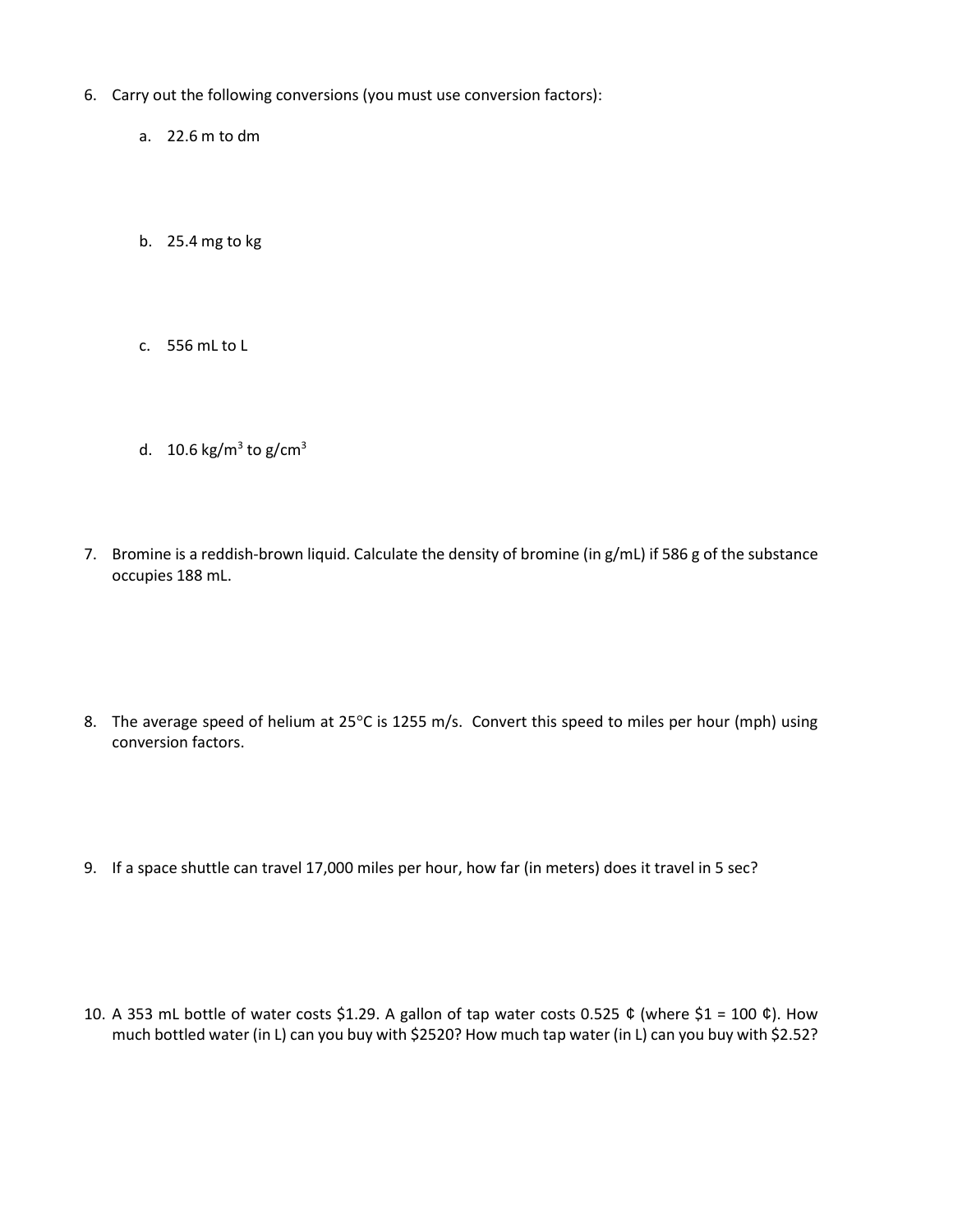6. Carry out the following conversions (you must use conversion factors):

   a. 22.6 m to dm

   b. 25.4 mg to kg

   c. 556 mL to L

   d. 10.6 $kg/m^3$ to $g/cm^3$

7. Bromine is a reddish-brown liquid. Calculate the density of bromine (in g/mL) if 586 g of the substance occupies 188 mL.

8. The average speed of helium at 25°C is 1255 m/s. Convert this speed to miles per hour (mph) using conversion factors.

9. If a space shuttle can travel 17,000 miles per hour, how far (in meters) does it travel in 5 sec?

10. A 353 mL bottle of water costs \$1.29. A gallon of tap water costs 0.525 ¢ (where \$1 = 100 ¢). How much bottled water (in L) can you buy with \$2520? How much tap water (in L) can you buy with \$2.52?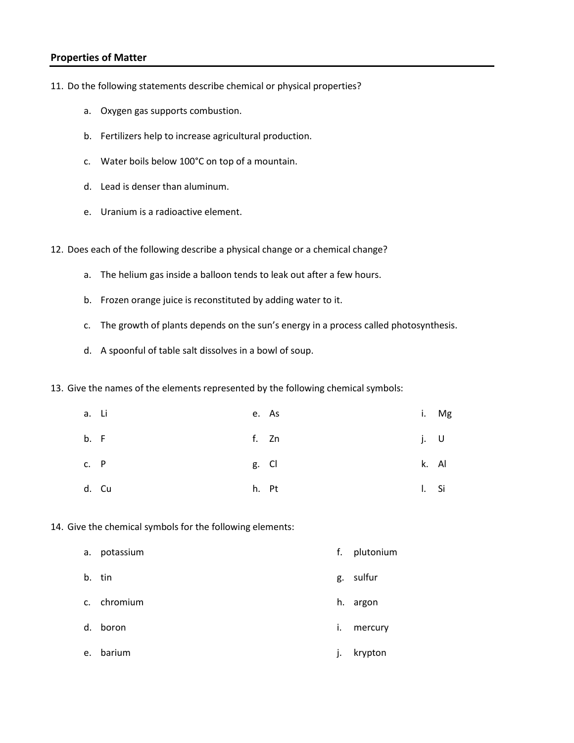## Properties of Matter

11. Do the following statements describe chemical or physical properties?

    a. Oxygen gas supports combustion.

    b. Fertilizers help to increase agricultural production.

    c. Water boils below 100°C on top of a mountain.

    d. Lead is denser than aluminum.

    e. Uranium is a radioactive element.

12. Does each of the following describe a physical change or a chemical change?

    a. The helium gas inside a balloon tends to leak out after a few hours.

    b. Frozen orange juice is reconstituted by adding water to it.

    c. The growth of plants depends on the sun's energy in a process called photosynthesis.

    d. A spoonful of table salt dissolves in a bowl of soup.

13. Give the names of the elements represented by the following chemical symbols:

    a. Li
    b. F
    c. P
    d. Cu
    e. As
    f. Zn
    g. Cl
    h. Pt
    i. Mg
    j. U
    k. Al
    l. Si

14. Give the chemical symbols for the following elements:

    a. potassium
    b. tin
    c. chromium
    d. boron
    e. barium
    f. plutonium
    g. sulfur
    h. argon
    i. mercury
    j. krypton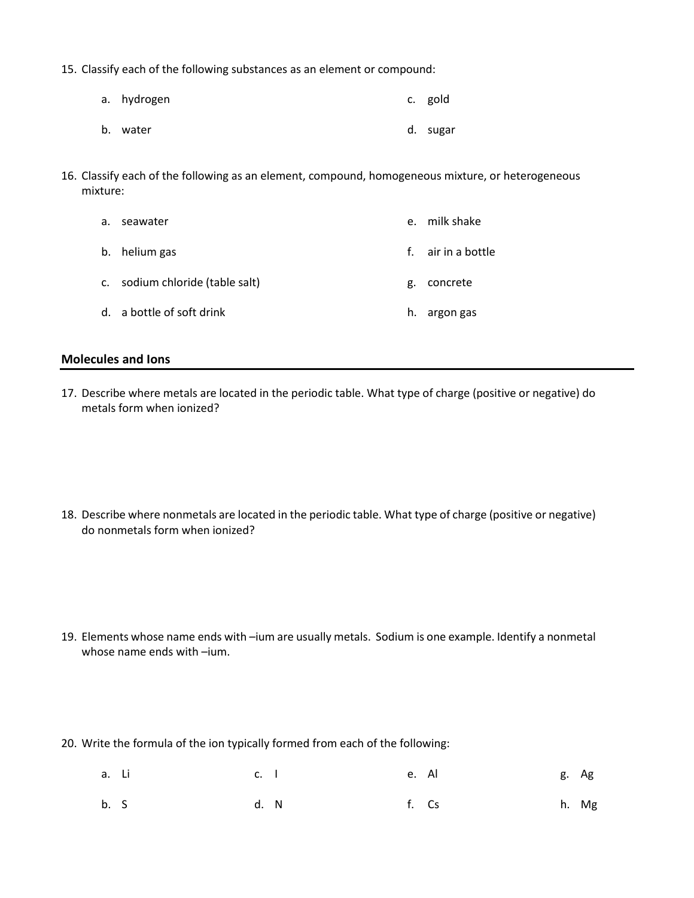15. Classify each of the following substances as an element or compound:

    a. hydrogen
    b. water
    c. gold
    d. sugar

16. Classify each of the following as an element, compound, homogeneous mixture, or heterogeneous mixture:

    a. seawater
    b. helium gas
    c. sodium chloride (table salt)
    d. a bottle of soft drink
    e. milk shake
    f. air in a bottle
    g. concrete
    h. argon gas

## Molecules and Ions

17. Describe where metals are located in the periodic table. What type of charge (positive or negative) do metals form when ionized?

18. Describe where nonmetals are located in the periodic table. What type of charge (positive or negative) do nonmetals form when ionized?

19. Elements whose name ends with –ium are usually metals. Sodium is one example. Identify a nonmetal whose name ends with –ium.

20. Write the formula of the ion typically formed from each of the following:

    a. Li
    b. S
    c. I
    d. N
    e. Al
    f. Cs
    g. Ag
    h. Mg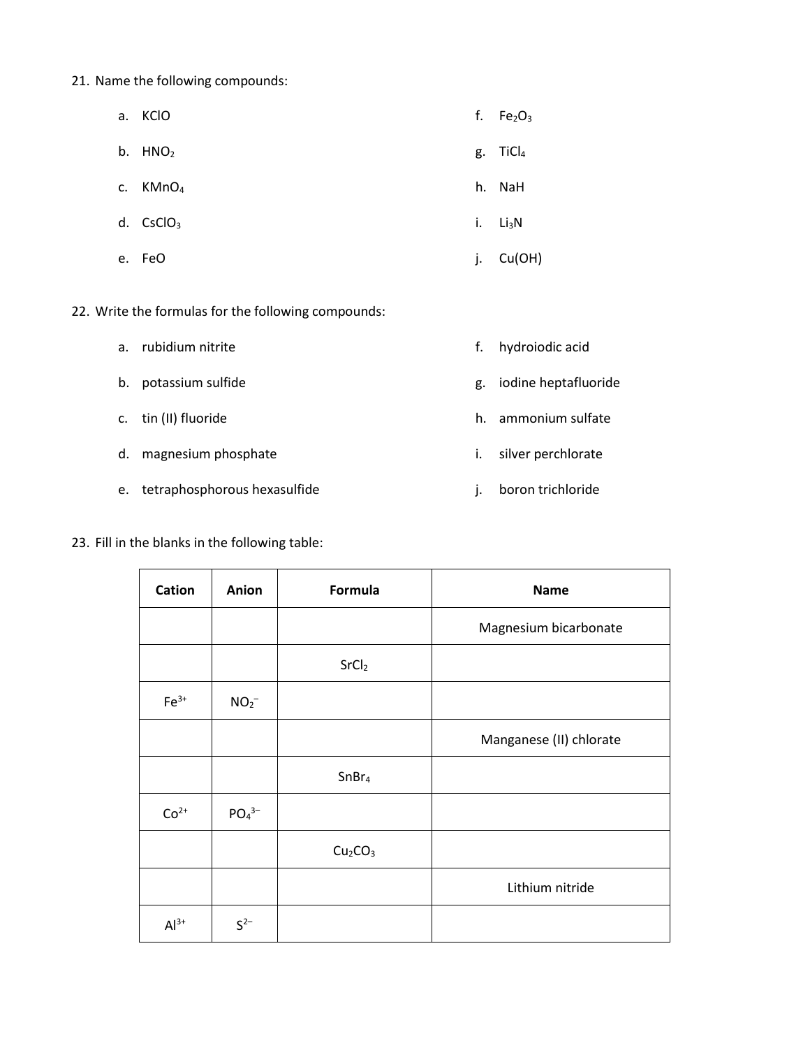21. Name the following compounds:

   a. $KClO$
   b. $HNO_2$
   c. $KMnO_4$
   d. $CsClO_3$
   e. $FeO$
   f. $Fe_2O_3$
   g. $TiCl_4$
   h. $NaH$
   i. $Li_3N$
   j. $Cu(OH)$

22. Write the formulas for the following compounds:

   a. rubidium nitrite
   b. potassium sulfide
   c. tin (II) fluoride
   d. magnesium phosphate
   e. tetraphosphorous hexasulfide
   f. hydroiodic acid
   g. iodine heptafluoride
   h. ammonium sulfate
   i. silver perchlorate
   j. boron trichloride

23. Fill in the blanks in the following table:

| Cation | Anion | Formula | Name |
|---|---|---|---|
| | | | Magnesium bicarbonate |
| | | $SrCl_2$ | |
| $Fe^{3+}$ | $NO_2^-$ | | |
| | | | Manganese (II) chlorate |
| | | $SnBr_4$ | |
| $Co^{2+}$ | $PO_4^{3-}$ | | |
| | | $Cu_2CO_3$ | |
| | | | Lithium nitride |
| $Al^{3+}$ | $S^{2-}$ | | |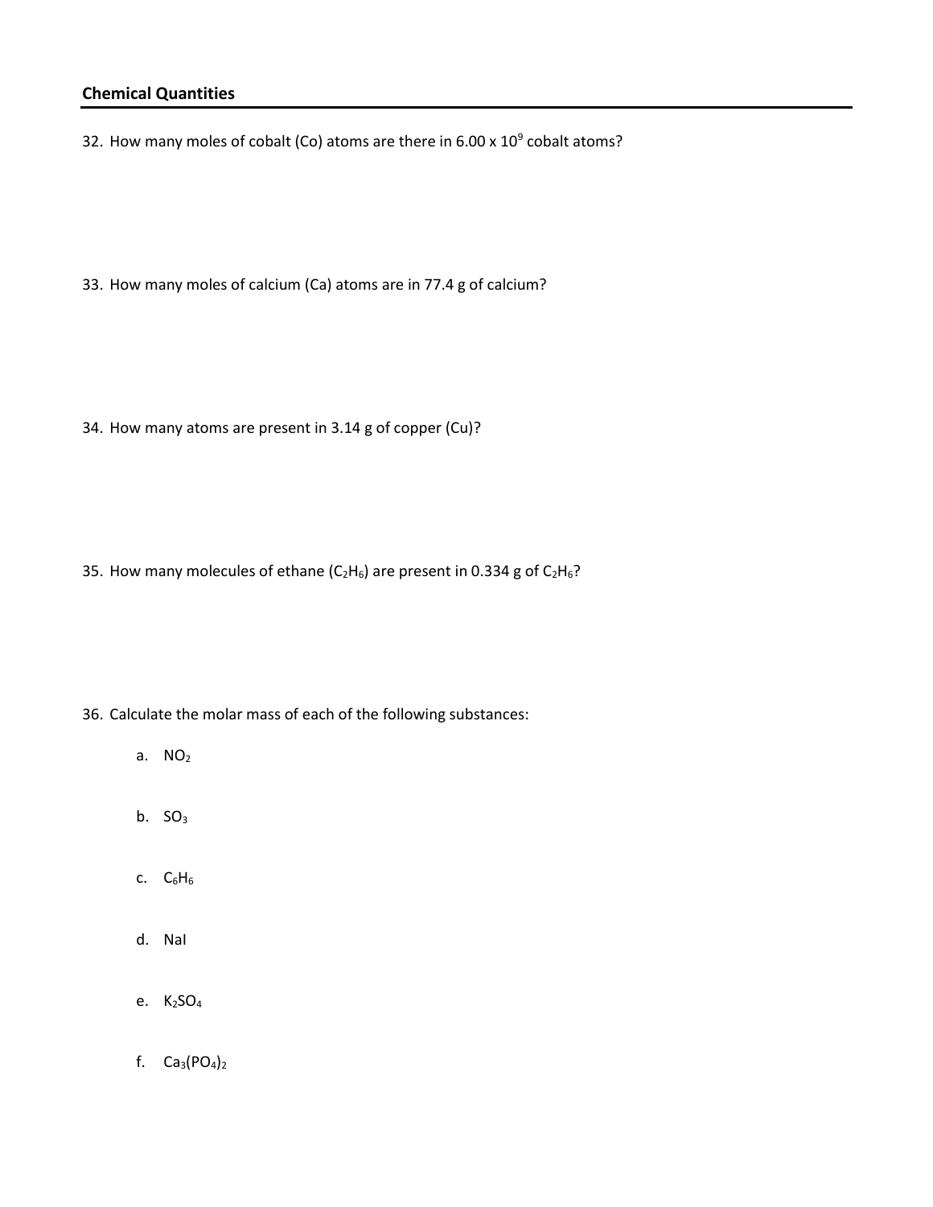## Chemical Quantities

32. How many moles of cobalt (Co) atoms are there in $6.00 \times 10^9$ cobalt atoms?

33. How many moles of calcium (Ca) atoms are in 77.4 g of calcium?

34. How many atoms are present in 3.14 g of copper (Cu)?

35. How many molecules of ethane ($C_2H_6$) are present in 0.334 g of $C_2H_6$?

36. Calculate the molar mass of each of the following substances:

    a. $NO_2$

    b. $SO_3$

    c. $C_6H_6$

    d. NaI

    e. $K_2SO_4$

    f. $Ca_3(PO_4)_2$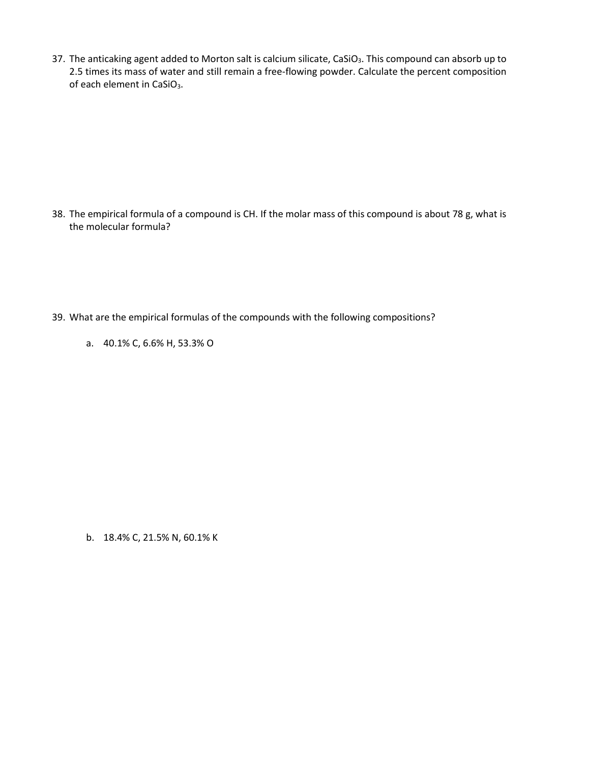37. The anticaking agent added to Morton salt is calcium silicate, $CaSiO_3$. This compound can absorb up to 2.5 times its mass of water and still remain a free-flowing powder. Calculate the percent composition of each element in $CaSiO_3$.

38. The empirical formula of a compound is CH. If the molar mass of this compound is about 78 g, what is the molecular formula?

39. What are the empirical formulas of the compounds with the following compositions?

    a. 40.1% C, 6.6% H, 53.3% O

    b. 18.4% C, 21.5% N, 60.1% K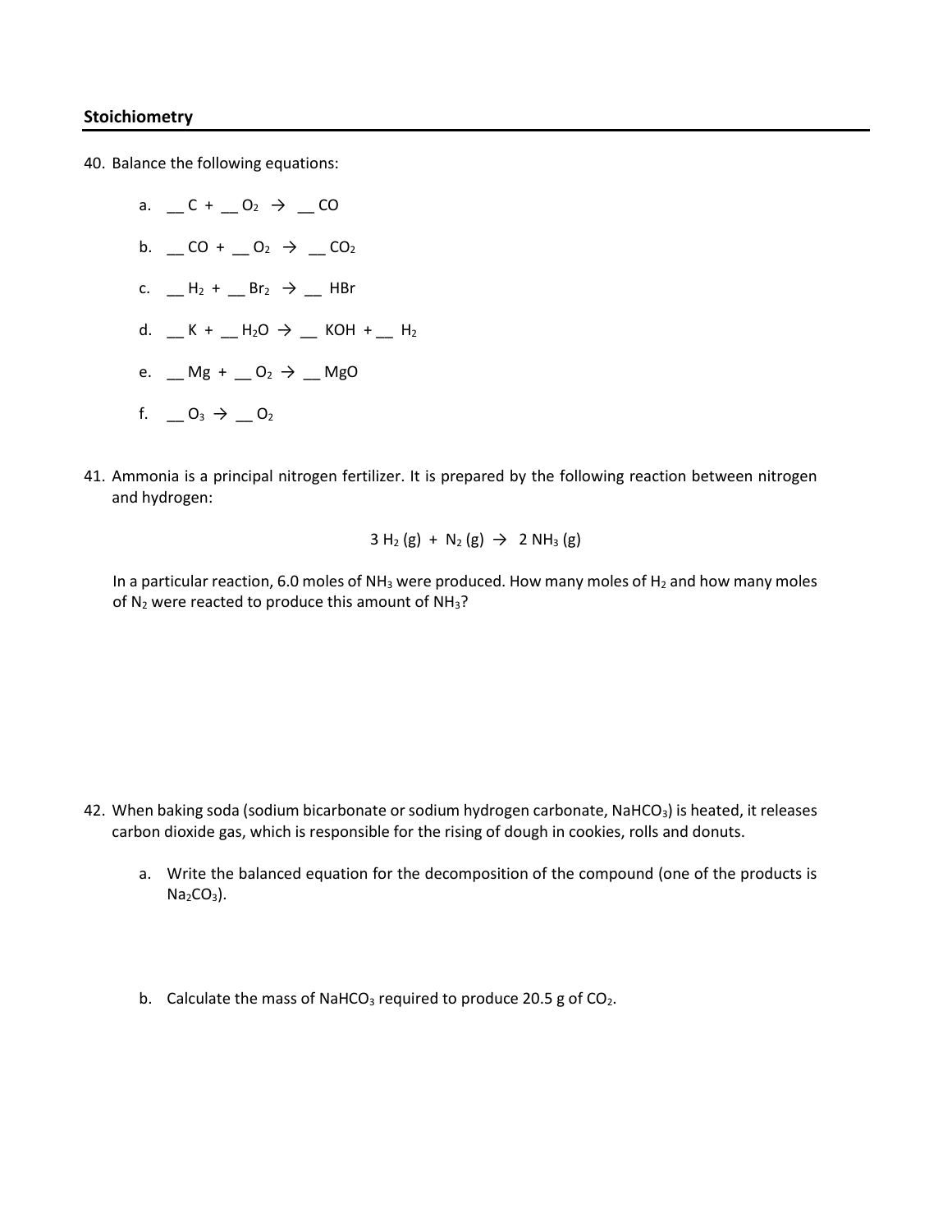## Stoichiometry

40. Balance the following equations:

    a. __ C + __ $O_2$ → __ CO

    b. __ CO + __ $O_2$ → __ $CO_2$

    c. __ $H_2$ + __ $Br_2$ → __ HBr

    d. __ K + __ $H_2O$ → __ KOH + __ $H_2$

    e. __ Mg + __ $O_2$ → __ MgO

    f. __ $O_3$ → __ $O_2$

41. Ammonia is a principal nitrogen fertilizer. It is prepared by the following reaction between nitrogen and hydrogen:

$$3\ H_2\ (g)\ +\ N_2\ (g)\ \rightarrow\ 2\ NH_3\ (g)$$

In a particular reaction, 6.0 moles of $NH_3$ were produced. How many moles of $H_2$ and how many moles of $N_2$ were reacted to produce this amount of $NH_3$?

42. When baking soda (sodium bicarbonate or sodium hydrogen carbonate, $NaHCO_3$) is heated, it releases carbon dioxide gas, which is responsible for the rising of dough in cookies, rolls and donuts.

    a. Write the balanced equation for the decomposition of the compound (one of the products is $Na_2CO_3$).

    b. Calculate the mass of $NaHCO_3$ required to produce 20.5 g of $CO_2$.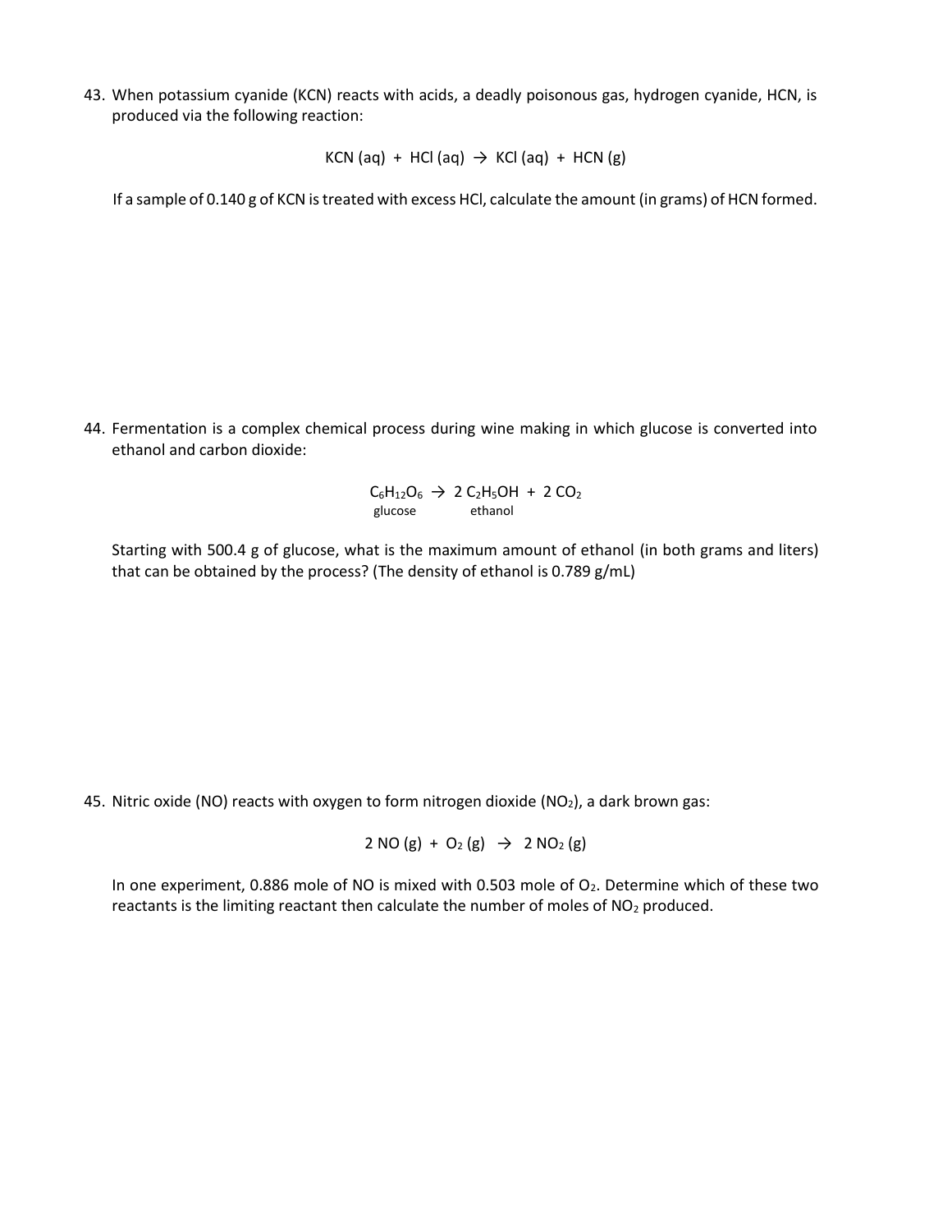43. When potassium cyanide (KCN) reacts with acids, a deadly poisonous gas, hydrogen cyanide, HCN, is produced via the following reaction:

$$KCN\ (aq)\ +\ HCl\ (aq)\ \rightarrow\ KCl\ (aq)\ +\ HCN\ (g)$$

If a sample of 0.140 g of KCN is treated with excess HCl, calculate the amount (in grams) of HCN formed.

44. Fermentation is a complex chemical process during wine making in which glucose is converted into ethanol and carbon dioxide:

$$\underset{\text{glucose}}{C_6H_{12}O_6} \rightarrow 2\ \underset{\text{ethanol}}{C_2H_5OH} + 2\ CO_2$$

Starting with 500.4 g of glucose, what is the maximum amount of ethanol (in both grams and liters) that can be obtained by the process? (The density of ethanol is 0.789 g/mL)

45. Nitric oxide (NO) reacts with oxygen to form nitrogen dioxide ($NO_2$), a dark brown gas:

$$2\ NO\ (g)\ +\ O_2\ (g)\ \rightarrow\ 2\ NO_2\ (g)$$

In one experiment, 0.886 mole of NO is mixed with 0.503 mole of $O_2$. Determine which of these two reactants is the limiting reactant then calculate the number of moles of $NO_2$ produced.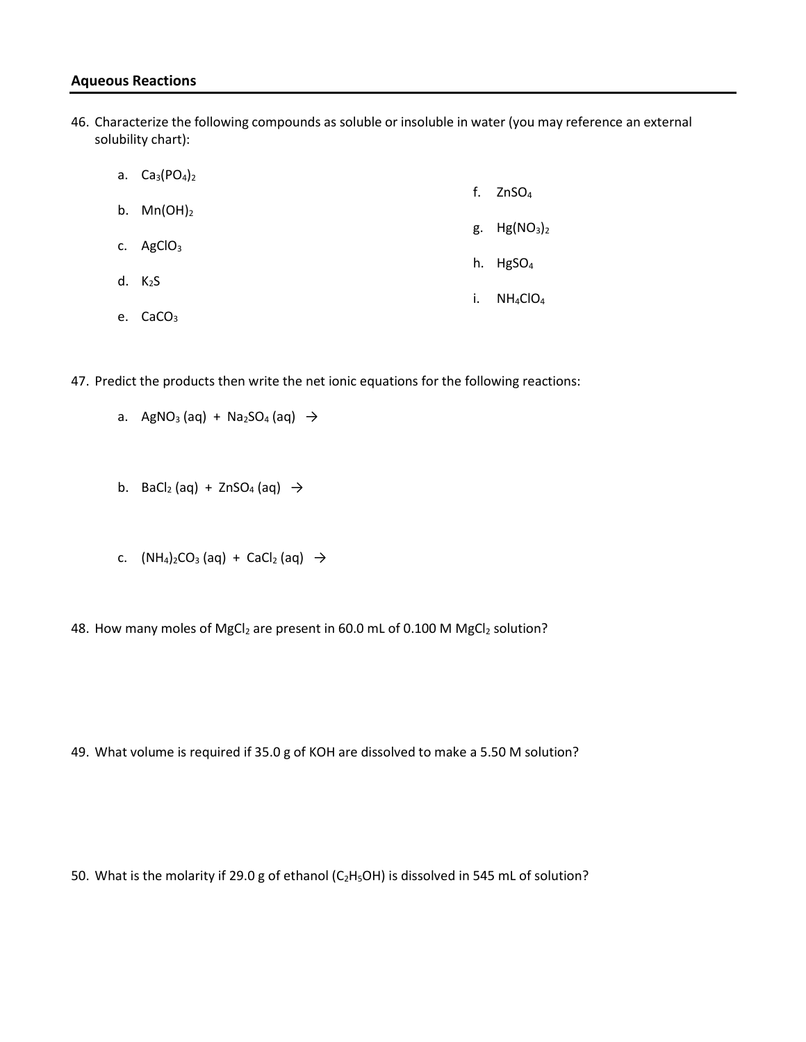## Aqueous Reactions

46. Characterize the following compounds as soluble or insoluble in water (you may reference an external solubility chart):

    a. $Ca_3(PO_4)_2$

    b. $Mn(OH)_2$

    c. $AgClO_3$

    d. $K_2S$

    e. $CaCO_3$

    f. $ZnSO_4$

    g. $Hg(NO_3)_2$

    h. $HgSO_4$

    i. $NH_4ClO_4$

47. Predict the products then write the net ionic equations for the following reactions:

    a. $AgNO_3\ (aq)\ +\ Na_2SO_4\ (aq)\ \rightarrow$

    b. $BaCl_2\ (aq)\ +\ ZnSO_4\ (aq)\ \rightarrow$

    c. $(NH_4)_2CO_3\ (aq)\ +\ CaCl_2\ (aq)\ \rightarrow$

48. How many moles of $MgCl_2$ are present in 60.0 mL of 0.100 M $MgCl_2$ solution?

49. What volume is required if 35.0 g of KOH are dissolved to make a 5.50 M solution?

50. What is the molarity if 29.0 g of ethanol ($C_2H_5OH$) is dissolved in 545 mL of solution?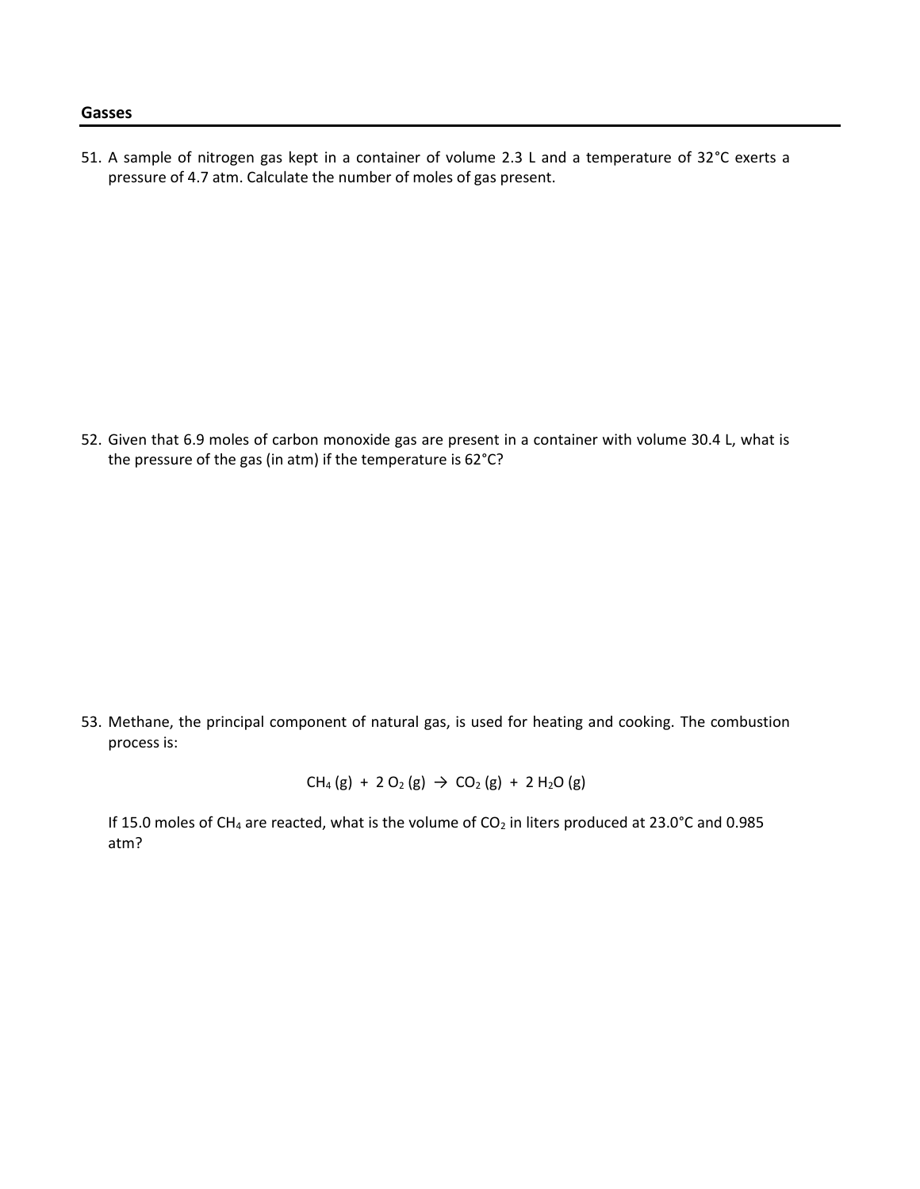## Gasses

51. A sample of nitrogen gas kept in a container of volume 2.3 L and a temperature of 32°C exerts a pressure of 4.7 atm. Calculate the number of moles of gas present.

52. Given that 6.9 moles of carbon monoxide gas are present in a container with volume 30.4 L, what is the pressure of the gas (in atm) if the temperature is 62°C?

53. Methane, the principal component of natural gas, is used for heating and cooking. The combustion process is:

$$CH_4\,(g) + 2\,O_2\,(g) \rightarrow CO_2\,(g) + 2\,H_2O\,(g)$$

If 15.0 moles of $CH_4$ are reacted, what is the volume of $CO_2$ in liters produced at 23.0°C and 0.985 atm?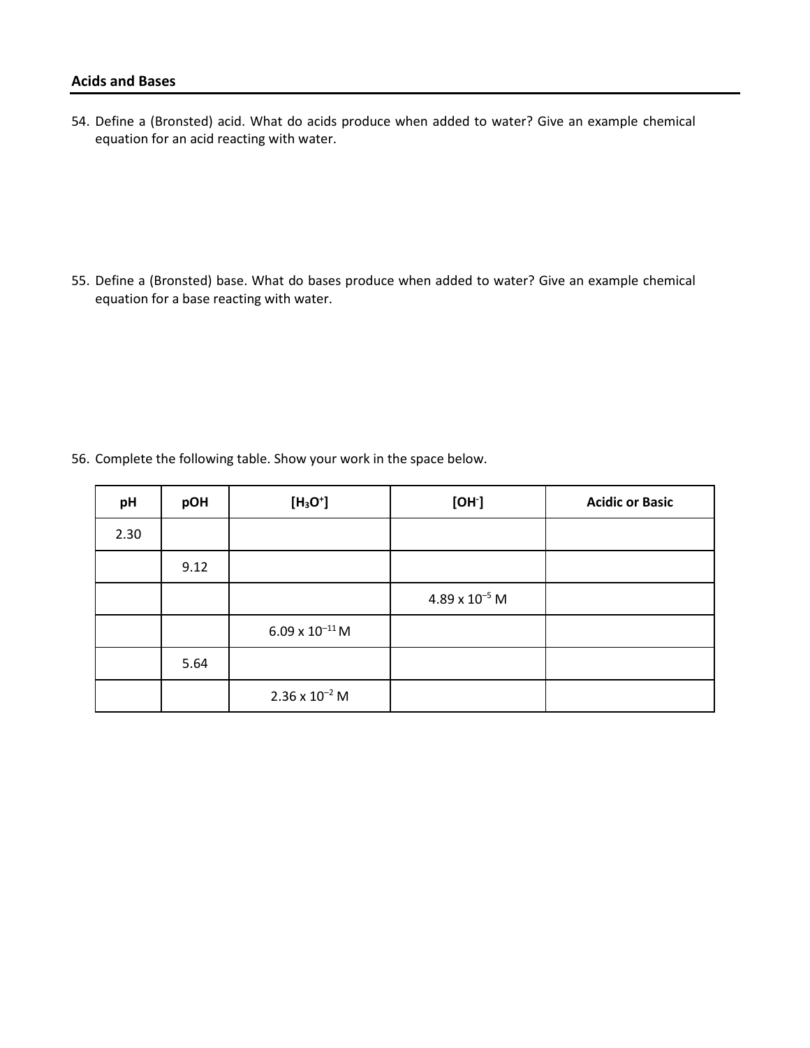### Acids and Bases

54. Define a (Bronsted) acid. What do acids produce when added to water? Give an example chemical equation for an acid reacting with water.

55. Define a (Bronsted) base. What do bases produce when added to water? Give an example chemical equation for a base reacting with water.

56. Complete the following table. Show your work in the space below.

| pH | pOH | $[H_3O^+]$ | $[OH^-]$ | Acidic or Basic |
|---|---|---|---|---|
| 2.30 | | | | |
| | 9.12 | | | |
| | | | $4.89 \times 10^{-5}$ M | |
| | | $6.09 \times 10^{-11}$ M | | |
| | 5.64 | | | |
| | | $2.36 \times 10^{-2}$ M | | |